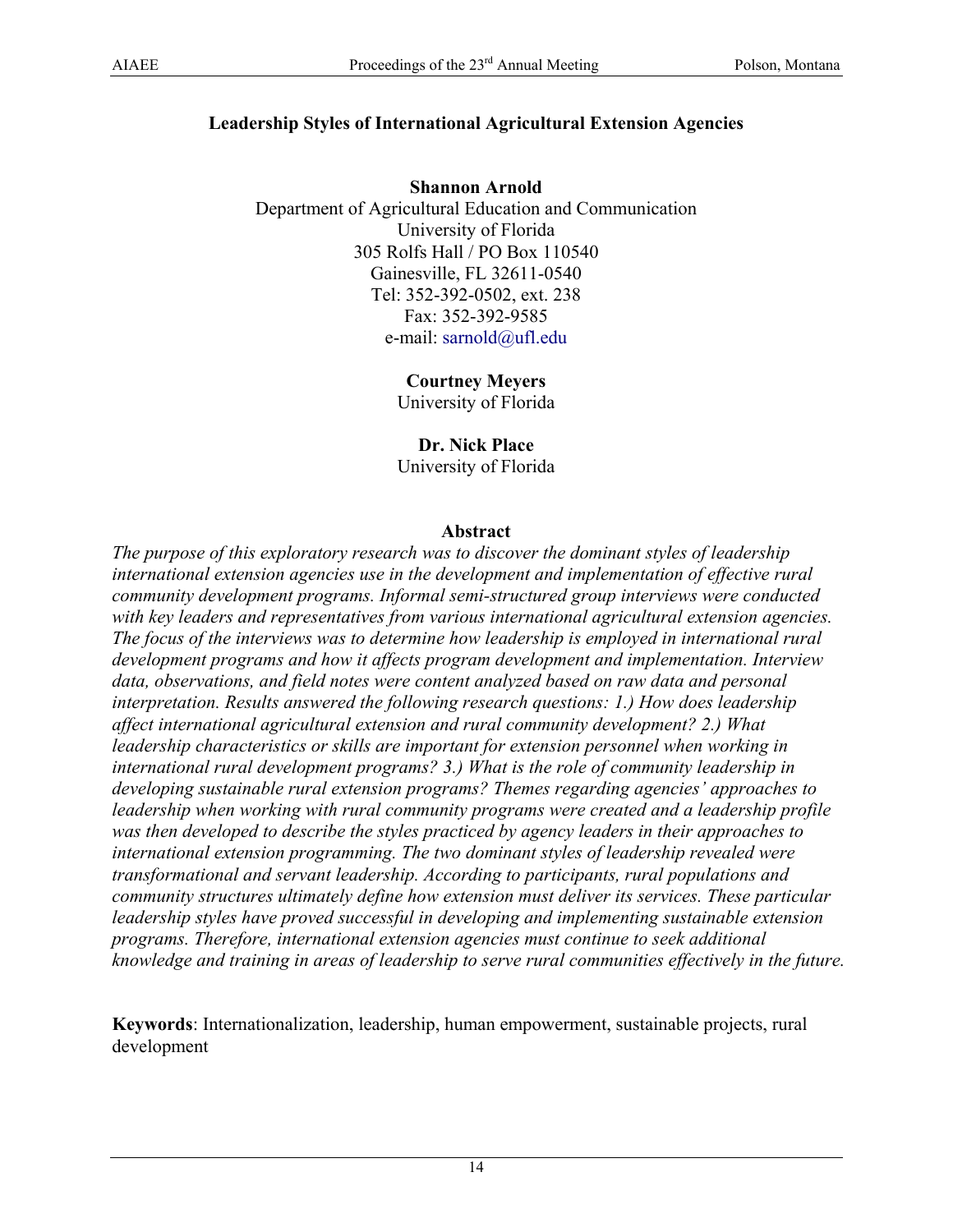# Leadership Styles of International Agricultural Extension Agencies

**Shannon Arnold**
Department of Agricultural Education and Communication
University of Florida
305 Rolfs Hall / PO Box 110540
Gainesville, FL 32611-0540
Tel: 352-392-0502, ext. 238
Fax: 352-392-9585
e-mail: sarnold@ufl.edu

**Courtney Meyers**
University of Florida

**Dr. Nick Place**
University of Florida

## Abstract

*The purpose of this exploratory research was to discover the dominant styles of leadership international extension agencies use in the development and implementation of effective rural community development programs. Informal semi-structured group interviews were conducted with key leaders and representatives from various international agricultural extension agencies. The focus of the interviews was to determine how leadership is employed in international rural development programs and how it affects program development and implementation. Interview data, observations, and field notes were content analyzed based on raw data and personal interpretation. Results answered the following research questions: 1.) How does leadership affect international agricultural extension and rural community development? 2.) What leadership characteristics or skills are important for extension personnel when working in international rural development programs? 3.) What is the role of community leadership in developing sustainable rural extension programs? Themes regarding agencies' approaches to leadership when working with rural community programs were created and a leadership profile was then developed to describe the styles practiced by agency leaders in their approaches to international extension programming. The two dominant styles of leadership revealed were transformational and servant leadership. According to participants, rural populations and community structures ultimately define how extension must deliver its services. These particular leadership styles have proved successful in developing and implementing sustainable extension programs. Therefore, international extension agencies must continue to seek additional knowledge and training in areas of leadership to serve rural communities effectively in the future.*

**Keywords**: Internationalization, leadership, human empowerment, sustainable projects, rural development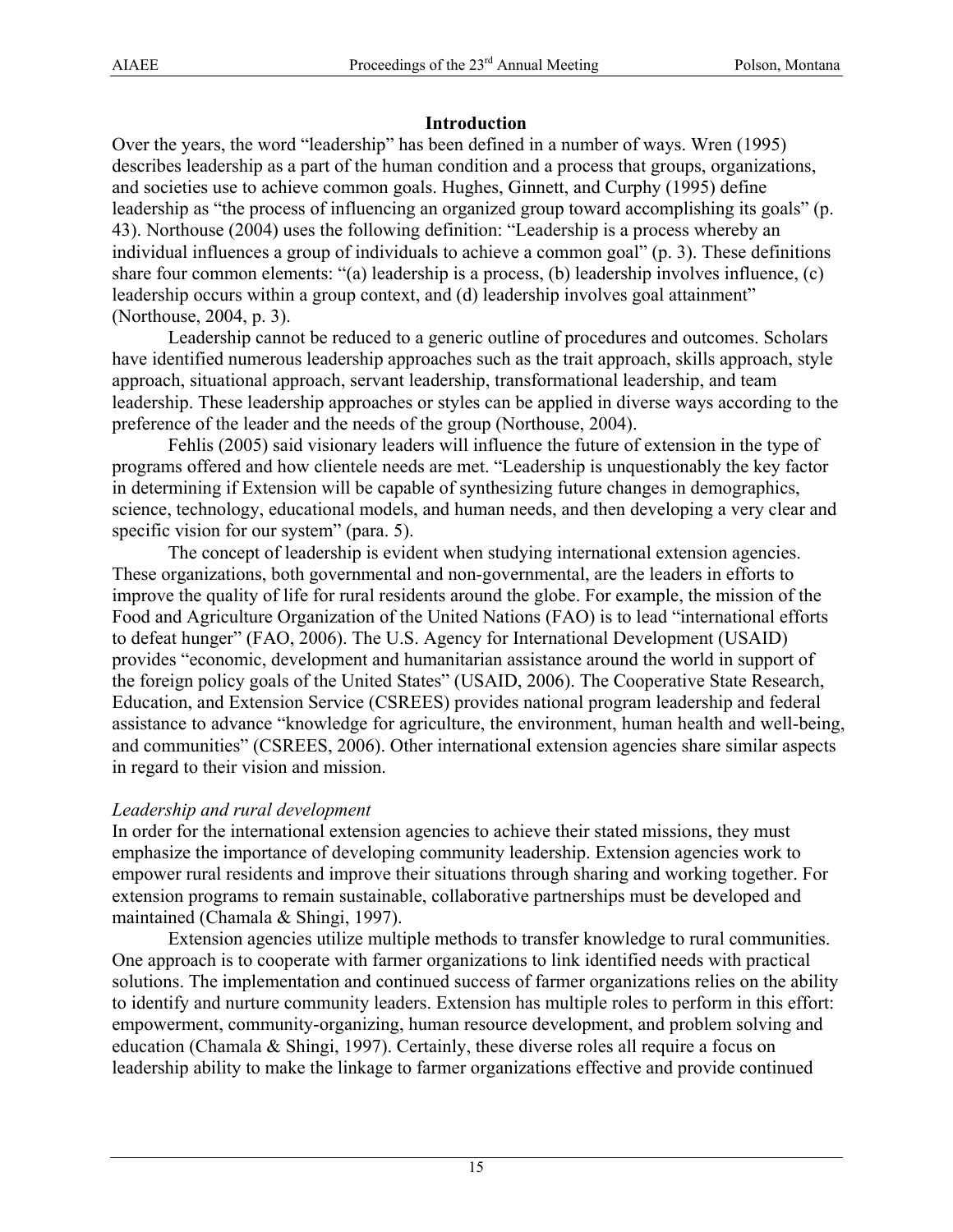## Introduction

Over the years, the word "leadership" has been defined in a number of ways. Wren (1995) describes leadership as a part of the human condition and a process that groups, organizations, and societies use to achieve common goals. Hughes, Ginnett, and Curphy (1995) define leadership as "the process of influencing an organized group toward accomplishing its goals" (p. 43). Northouse (2004) uses the following definition: "Leadership is a process whereby an individual influences a group of individuals to achieve a common goal" (p. 3). These definitions share four common elements: "(a) leadership is a process, (b) leadership involves influence, (c) leadership occurs within a group context, and (d) leadership involves goal attainment" (Northouse, 2004, p. 3).

Leadership cannot be reduced to a generic outline of procedures and outcomes. Scholars have identified numerous leadership approaches such as the trait approach, skills approach, style approach, situational approach, servant leadership, transformational leadership, and team leadership. These leadership approaches or styles can be applied in diverse ways according to the preference of the leader and the needs of the group (Northouse, 2004).

Fehlis (2005) said visionary leaders will influence the future of extension in the type of programs offered and how clientele needs are met. "Leadership is unquestionably the key factor in determining if Extension will be capable of synthesizing future changes in demographics, science, technology, educational models, and human needs, and then developing a very clear and specific vision for our system" (para. 5).

The concept of leadership is evident when studying international extension agencies. These organizations, both governmental and non-governmental, are the leaders in efforts to improve the quality of life for rural residents around the globe. For example, the mission of the Food and Agriculture Organization of the United Nations (FAO) is to lead "international efforts to defeat hunger" (FAO, 2006). The U.S. Agency for International Development (USAID) provides "economic, development and humanitarian assistance around the world in support of the foreign policy goals of the United States" (USAID, 2006). The Cooperative State Research, Education, and Extension Service (CSREES) provides national program leadership and federal assistance to advance "knowledge for agriculture, the environment, human health and well-being, and communities" (CSREES, 2006). Other international extension agencies share similar aspects in regard to their vision and mission.

### *Leadership and rural development*

In order for the international extension agencies to achieve their stated missions, they must emphasize the importance of developing community leadership. Extension agencies work to empower rural residents and improve their situations through sharing and working together. For extension programs to remain sustainable, collaborative partnerships must be developed and maintained (Chamala & Shingi, 1997).

Extension agencies utilize multiple methods to transfer knowledge to rural communities. One approach is to cooperate with farmer organizations to link identified needs with practical solutions. The implementation and continued success of farmer organizations relies on the ability to identify and nurture community leaders. Extension has multiple roles to perform in this effort: empowerment, community-organizing, human resource development, and problem solving and education (Chamala & Shingi, 1997). Certainly, these diverse roles all require a focus on leadership ability to make the linkage to farmer organizations effective and provide continued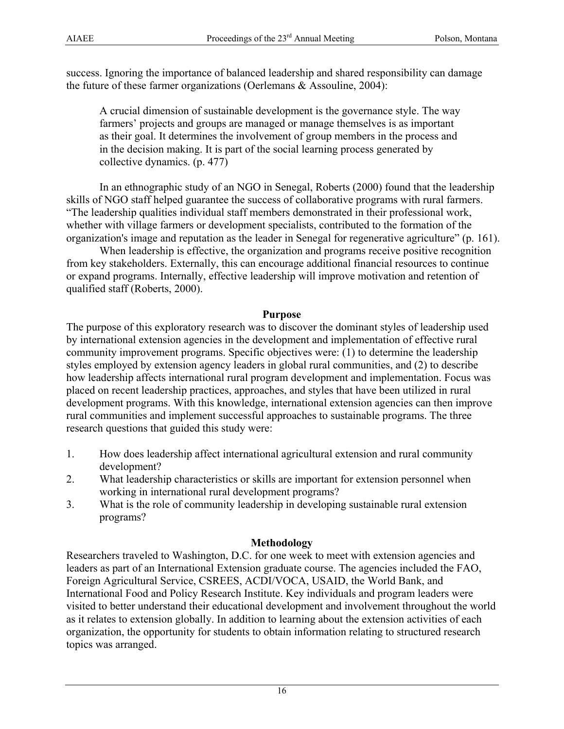success. Ignoring the importance of balanced leadership and shared responsibility can damage the future of these farmer organizations (Oerlemans & Assouline, 2004):

> A crucial dimension of sustainable development is the governance style. The way farmers' projects and groups are managed or manage themselves is as important as their goal. It determines the involvement of group members in the process and in the decision making. It is part of the social learning process generated by collective dynamics. (p. 477)

In an ethnographic study of an NGO in Senegal, Roberts (2000) found that the leadership skills of NGO staff helped guarantee the success of collaborative programs with rural farmers. "The leadership qualities individual staff members demonstrated in their professional work, whether with village farmers or development specialists, contributed to the formation of the organization's image and reputation as the leader in Senegal for regenerative agriculture" (p. 161).

When leadership is effective, the organization and programs receive positive recognition from key stakeholders. Externally, this can encourage additional financial resources to continue or expand programs. Internally, effective leadership will improve motivation and retention of qualified staff (Roberts, 2000).

## Purpose

The purpose of this exploratory research was to discover the dominant styles of leadership used by international extension agencies in the development and implementation of effective rural community improvement programs. Specific objectives were: (1) to determine the leadership styles employed by extension agency leaders in global rural communities, and (2) to describe how leadership affects international rural program development and implementation. Focus was placed on recent leadership practices, approaches, and styles that have been utilized in rural development programs. With this knowledge, international extension agencies can then improve rural communities and implement successful approaches to sustainable programs. The three research questions that guided this study were:

1. How does leadership affect international agricultural extension and rural community development?
2. What leadership characteristics or skills are important for extension personnel when working in international rural development programs?
3. What is the role of community leadership in developing sustainable rural extension programs?

## Methodology

Researchers traveled to Washington, D.C. for one week to meet with extension agencies and leaders as part of an International Extension graduate course. The agencies included the FAO, Foreign Agricultural Service, CSREES, ACDI/VOCA, USAID, the World Bank, and International Food and Policy Research Institute. Key individuals and program leaders were visited to better understand their educational development and involvement throughout the world as it relates to extension globally. In addition to learning about the extension activities of each organization, the opportunity for students to obtain information relating to structured research topics was arranged.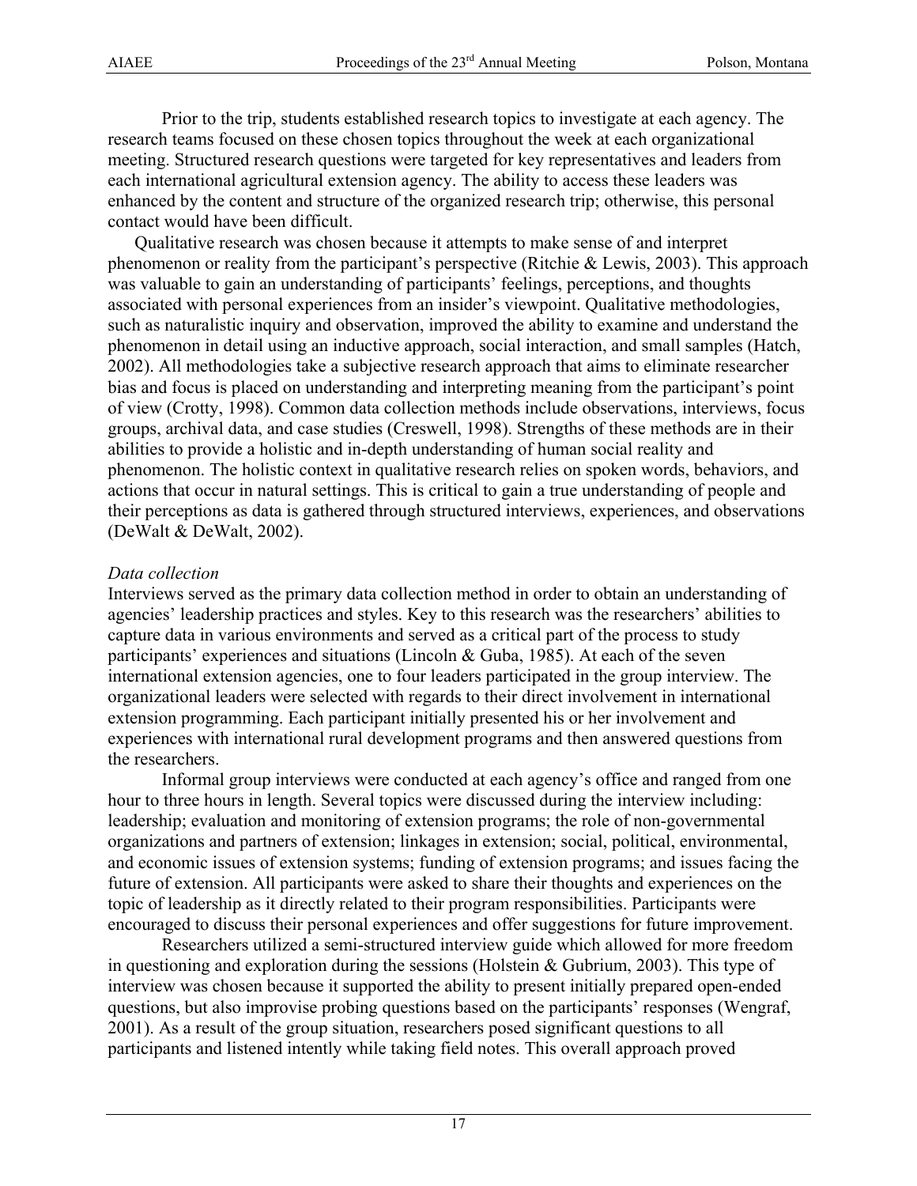Prior to the trip, students established research topics to investigate at each agency. The research teams focused on these chosen topics throughout the week at each organizational meeting. Structured research questions were targeted for key representatives and leaders from each international agricultural extension agency. The ability to access these leaders was enhanced by the content and structure of the organized research trip; otherwise, this personal contact would have been difficult.

Qualitative research was chosen because it attempts to make sense of and interpret phenomenon or reality from the participant's perspective (Ritchie & Lewis, 2003). This approach was valuable to gain an understanding of participants' feelings, perceptions, and thoughts associated with personal experiences from an insider's viewpoint. Qualitative methodologies, such as naturalistic inquiry and observation, improved the ability to examine and understand the phenomenon in detail using an inductive approach, social interaction, and small samples (Hatch, 2002). All methodologies take a subjective research approach that aims to eliminate researcher bias and focus is placed on understanding and interpreting meaning from the participant's point of view (Crotty, 1998). Common data collection methods include observations, interviews, focus groups, archival data, and case studies (Creswell, 1998). Strengths of these methods are in their abilities to provide a holistic and in-depth understanding of human social reality and phenomenon. The holistic context in qualitative research relies on spoken words, behaviors, and actions that occur in natural settings. This is critical to gain a true understanding of people and their perceptions as data is gathered through structured interviews, experiences, and observations (DeWalt & DeWalt, 2002).

*Data collection*

Interviews served as the primary data collection method in order to obtain an understanding of agencies' leadership practices and styles. Key to this research was the researchers' abilities to capture data in various environments and served as a critical part of the process to study participants' experiences and situations (Lincoln & Guba, 1985). At each of the seven international extension agencies, one to four leaders participated in the group interview. The organizational leaders were selected with regards to their direct involvement in international extension programming. Each participant initially presented his or her involvement and experiences with international rural development programs and then answered questions from the researchers.

Informal group interviews were conducted at each agency's office and ranged from one hour to three hours in length. Several topics were discussed during the interview including: leadership; evaluation and monitoring of extension programs; the role of non-governmental organizations and partners of extension; linkages in extension; social, political, environmental, and economic issues of extension systems; funding of extension programs; and issues facing the future of extension. All participants were asked to share their thoughts and experiences on the topic of leadership as it directly related to their program responsibilities. Participants were encouraged to discuss their personal experiences and offer suggestions for future improvement.

Researchers utilized a semi-structured interview guide which allowed for more freedom in questioning and exploration during the sessions (Holstein & Gubrium, 2003). This type of interview was chosen because it supported the ability to present initially prepared open-ended questions, but also improvise probing questions based on the participants' responses (Wengraf, 2001). As a result of the group situation, researchers posed significant questions to all participants and listened intently while taking field notes. This overall approach proved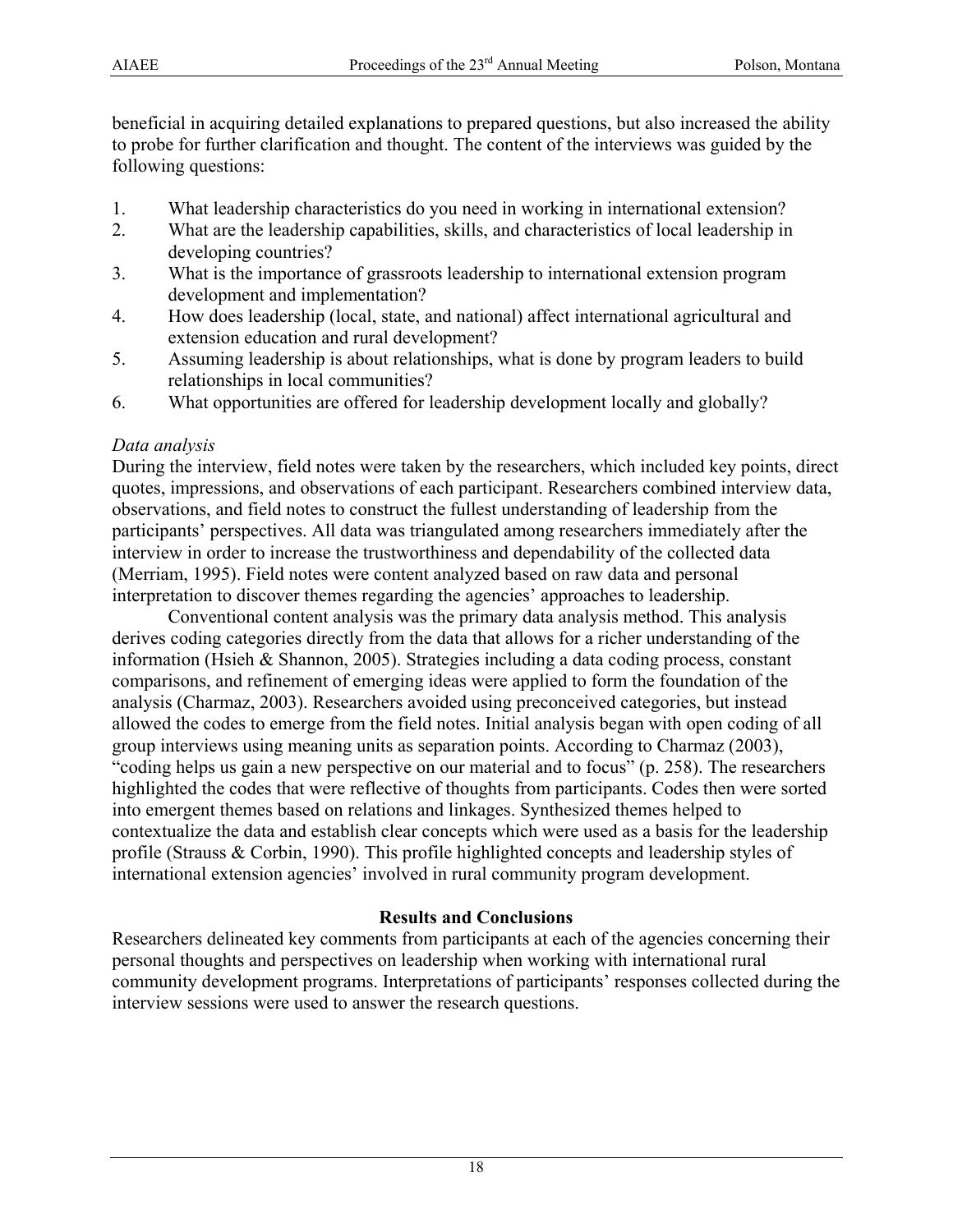beneficial in acquiring detailed explanations to prepared questions, but also increased the ability to probe for further clarification and thought. The content of the interviews was guided by the following questions:

1. What leadership characteristics do you need in working in international extension?
2. What are the leadership capabilities, skills, and characteristics of local leadership in developing countries?
3. What is the importance of grassroots leadership to international extension program development and implementation?
4. How does leadership (local, state, and national) affect international agricultural and extension education and rural development?
5. Assuming leadership is about relationships, what is done by program leaders to build relationships in local communities?
6. What opportunities are offered for leadership development locally and globally?

*Data analysis*

During the interview, field notes were taken by the researchers, which included key points, direct quotes, impressions, and observations of each participant. Researchers combined interview data, observations, and field notes to construct the fullest understanding of leadership from the participants' perspectives. All data was triangulated among researchers immediately after the interview in order to increase the trustworthiness and dependability of the collected data (Merriam, 1995). Field notes were content analyzed based on raw data and personal interpretation to discover themes regarding the agencies' approaches to leadership.

Conventional content analysis was the primary data analysis method. This analysis derives coding categories directly from the data that allows for a richer understanding of the information (Hsieh & Shannon, 2005). Strategies including a data coding process, constant comparisons, and refinement of emerging ideas were applied to form the foundation of the analysis (Charmaz, 2003). Researchers avoided using preconceived categories, but instead allowed the codes to emerge from the field notes. Initial analysis began with open coding of all group interviews using meaning units as separation points. According to Charmaz (2003), "coding helps us gain a new perspective on our material and to focus" (p. 258). The researchers highlighted the codes that were reflective of thoughts from participants. Codes then were sorted into emergent themes based on relations and linkages. Synthesized themes helped to contextualize the data and establish clear concepts which were used as a basis for the leadership profile (Strauss & Corbin, 1990). This profile highlighted concepts and leadership styles of international extension agencies' involved in rural community program development.

## Results and Conclusions

Researchers delineated key comments from participants at each of the agencies concerning their personal thoughts and perspectives on leadership when working with international rural community development programs. Interpretations of participants' responses collected during the interview sessions were used to answer the research questions.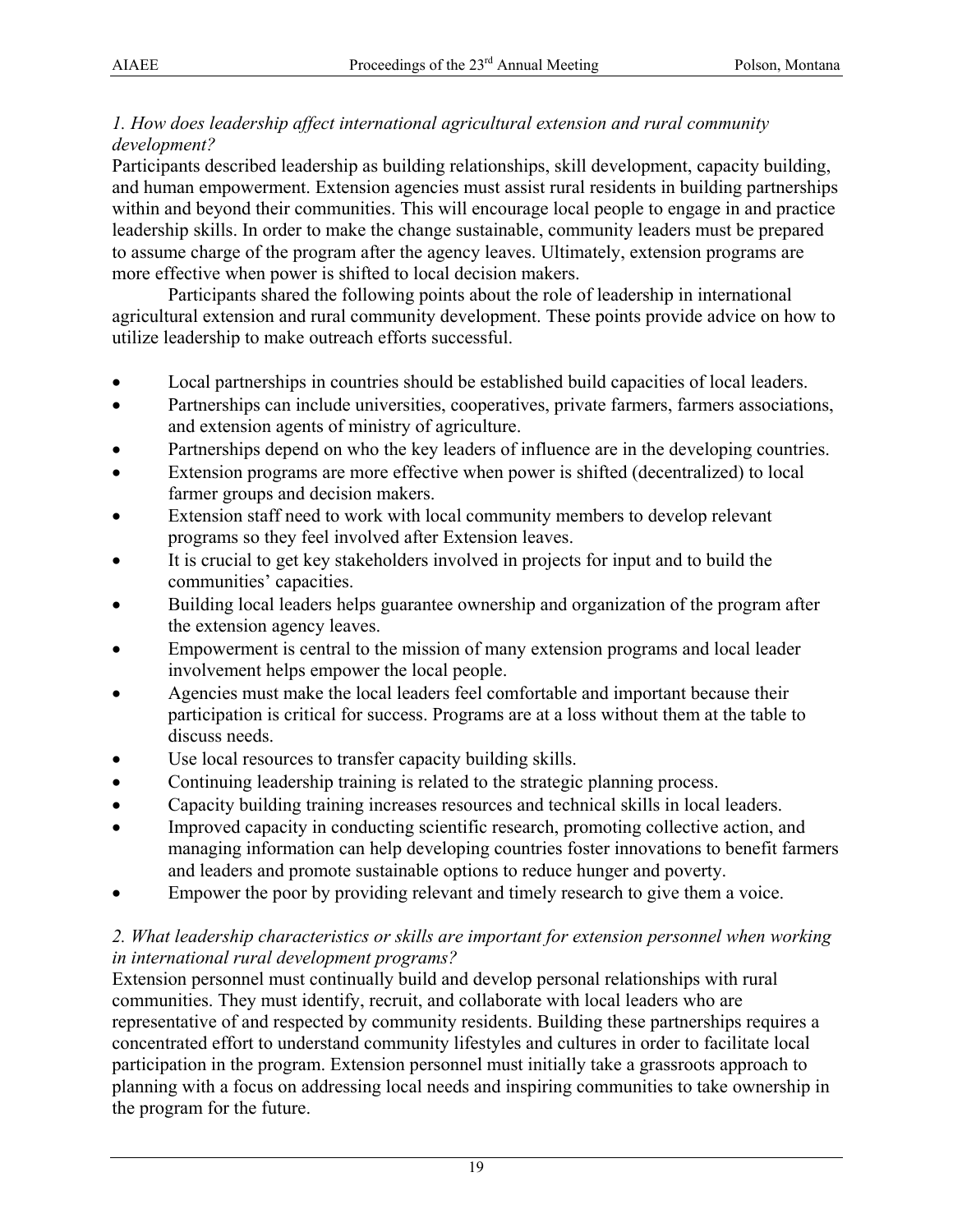*1. How does leadership affect international agricultural extension and rural community development?*

Participants described leadership as building relationships, skill development, capacity building, and human empowerment. Extension agencies must assist rural residents in building partnerships within and beyond their communities. This will encourage local people to engage in and practice leadership skills. In order to make the change sustainable, community leaders must be prepared to assume charge of the program after the agency leaves. Ultimately, extension programs are more effective when power is shifted to local decision makers.

Participants shared the following points about the role of leadership in international agricultural extension and rural community development. These points provide advice on how to utilize leadership to make outreach efforts successful.

- Local partnerships in countries should be established build capacities of local leaders.
- Partnerships can include universities, cooperatives, private farmers, farmers associations, and extension agents of ministry of agriculture.
- Partnerships depend on who the key leaders of influence are in the developing countries.
- Extension programs are more effective when power is shifted (decentralized) to local farmer groups and decision makers.
- Extension staff need to work with local community members to develop relevant programs so they feel involved after Extension leaves.
- It is crucial to get key stakeholders involved in projects for input and to build the communities' capacities.
- Building local leaders helps guarantee ownership and organization of the program after the extension agency leaves.
- Empowerment is central to the mission of many extension programs and local leader involvement helps empower the local people.
- Agencies must make the local leaders feel comfortable and important because their participation is critical for success. Programs are at a loss without them at the table to discuss needs.
- Use local resources to transfer capacity building skills.
- Continuing leadership training is related to the strategic planning process.
- Capacity building training increases resources and technical skills in local leaders.
- Improved capacity in conducting scientific research, promoting collective action, and managing information can help developing countries foster innovations to benefit farmers and leaders and promote sustainable options to reduce hunger and poverty.
- Empower the poor by providing relevant and timely research to give them a voice.

*2. What leadership characteristics or skills are important for extension personnel when working in international rural development programs?*

Extension personnel must continually build and develop personal relationships with rural communities. They must identify, recruit, and collaborate with local leaders who are representative of and respected by community residents. Building these partnerships requires a concentrated effort to understand community lifestyles and cultures in order to facilitate local participation in the program. Extension personnel must initially take a grassroots approach to planning with a focus on addressing local needs and inspiring communities to take ownership in the program for the future.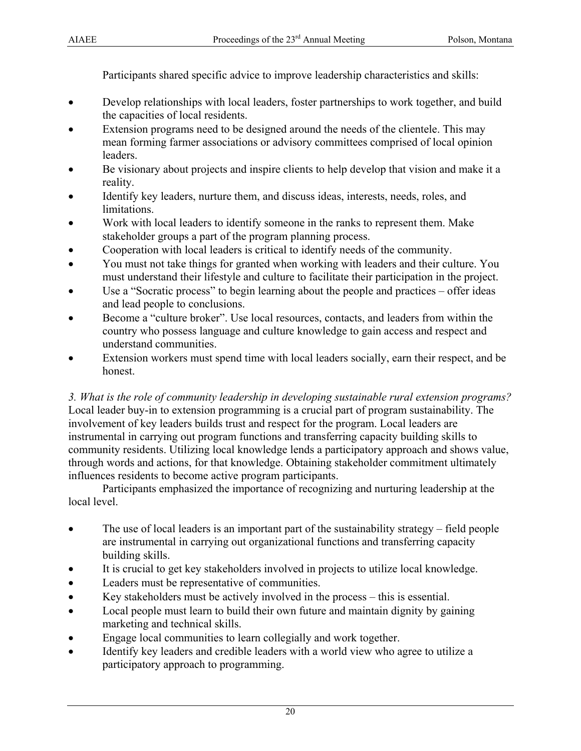Participants shared specific advice to improve leadership characteristics and skills:

- Develop relationships with local leaders, foster partnerships to work together, and build the capacities of local residents.
- Extension programs need to be designed around the needs of the clientele. This may mean forming farmer associations or advisory committees comprised of local opinion leaders.
- Be visionary about projects and inspire clients to help develop that vision and make it a reality.
- Identify key leaders, nurture them, and discuss ideas, interests, needs, roles, and limitations.
- Work with local leaders to identify someone in the ranks to represent them. Make stakeholder groups a part of the program planning process.
- Cooperation with local leaders is critical to identify needs of the community.
- You must not take things for granted when working with leaders and their culture. You must understand their lifestyle and culture to facilitate their participation in the project.
- Use a "Socratic process" to begin learning about the people and practices – offer ideas and lead people to conclusions.
- Become a "culture broker". Use local resources, contacts, and leaders from within the country who possess language and culture knowledge to gain access and respect and understand communities.
- Extension workers must spend time with local leaders socially, earn their respect, and be honest.

*3. What is the role of community leadership in developing sustainable rural extension programs?*
Local leader buy-in to extension programming is a crucial part of program sustainability. The involvement of key leaders builds trust and respect for the program. Local leaders are instrumental in carrying out program functions and transferring capacity building skills to community residents. Utilizing local knowledge lends a participatory approach and shows value, through words and actions, for that knowledge. Obtaining stakeholder commitment ultimately influences residents to become active program participants.

Participants emphasized the importance of recognizing and nurturing leadership at the local level.

- The use of local leaders is an important part of the sustainability strategy – field people are instrumental in carrying out organizational functions and transferring capacity building skills.
- It is crucial to get key stakeholders involved in projects to utilize local knowledge.
- Leaders must be representative of communities.
- Key stakeholders must be actively involved in the process – this is essential.
- Local people must learn to build their own future and maintain dignity by gaining marketing and technical skills.
- Engage local communities to learn collegially and work together.
- Identify key leaders and credible leaders with a world view who agree to utilize a participatory approach to programming.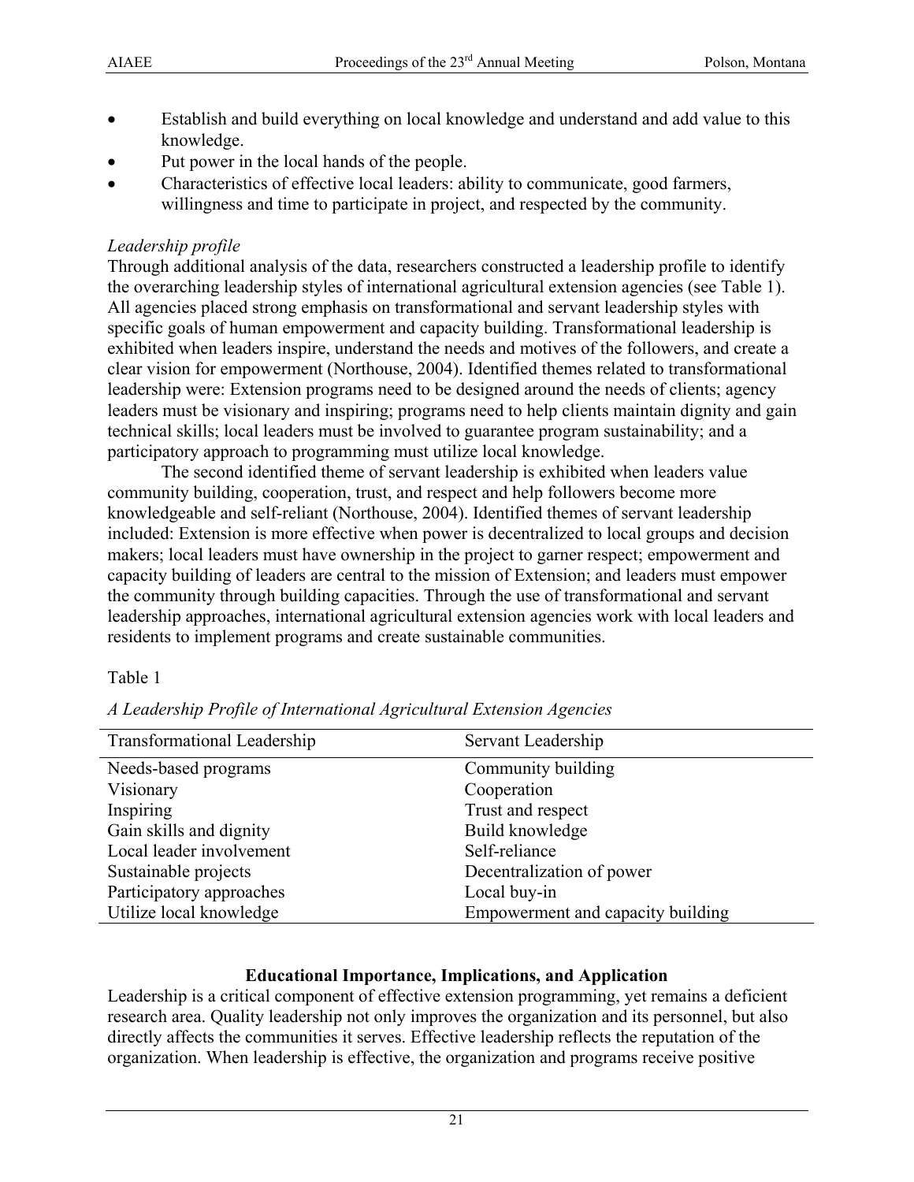- Establish and build everything on local knowledge and understand and add value to this knowledge.
- Put power in the local hands of the people.
- Characteristics of effective local leaders: ability to communicate, good farmers, willingness and time to participate in project, and respected by the community.

*Leadership profile*

Through additional analysis of the data, researchers constructed a leadership profile to identify the overarching leadership styles of international agricultural extension agencies (see Table 1). All agencies placed strong emphasis on transformational and servant leadership styles with specific goals of human empowerment and capacity building. Transformational leadership is exhibited when leaders inspire, understand the needs and motives of the followers, and create a clear vision for empowerment (Northouse, 2004). Identified themes related to transformational leadership were: Extension programs need to be designed around the needs of clients; agency leaders must be visionary and inspiring; programs need to help clients maintain dignity and gain technical skills; local leaders must be involved to guarantee program sustainability; and a participatory approach to programming must utilize local knowledge.

The second identified theme of servant leadership is exhibited when leaders value community building, cooperation, trust, and respect and help followers become more knowledgeable and self-reliant (Northouse, 2004). Identified themes of servant leadership included: Extension is more effective when power is decentralized to local groups and decision makers; local leaders must have ownership in the project to garner respect; empowerment and capacity building of leaders are central to the mission of Extension; and leaders must empower the community through building capacities. Through the use of transformational and servant leadership approaches, international agricultural extension agencies work with local leaders and residents to implement programs and create sustainable communities.

Table 1

*A Leadership Profile of International Agricultural Extension Agencies*

| Transformational Leadership | Servant Leadership |
|---|---|
| Needs-based programs | Community building |
| Visionary | Cooperation |
| Inspiring | Trust and respect |
| Gain skills and dignity | Build knowledge |
| Local leader involvement | Self-reliance |
| Sustainable projects | Decentralization of power |
| Participatory approaches | Local buy-in |
| Utilize local knowledge | Empowerment and capacity building |

## Educational Importance, Implications, and Application

Leadership is a critical component of effective extension programming, yet remains a deficient research area. Quality leadership not only improves the organization and its personnel, but also directly affects the communities it serves. Effective leadership reflects the reputation of the organization. When leadership is effective, the organization and programs receive positive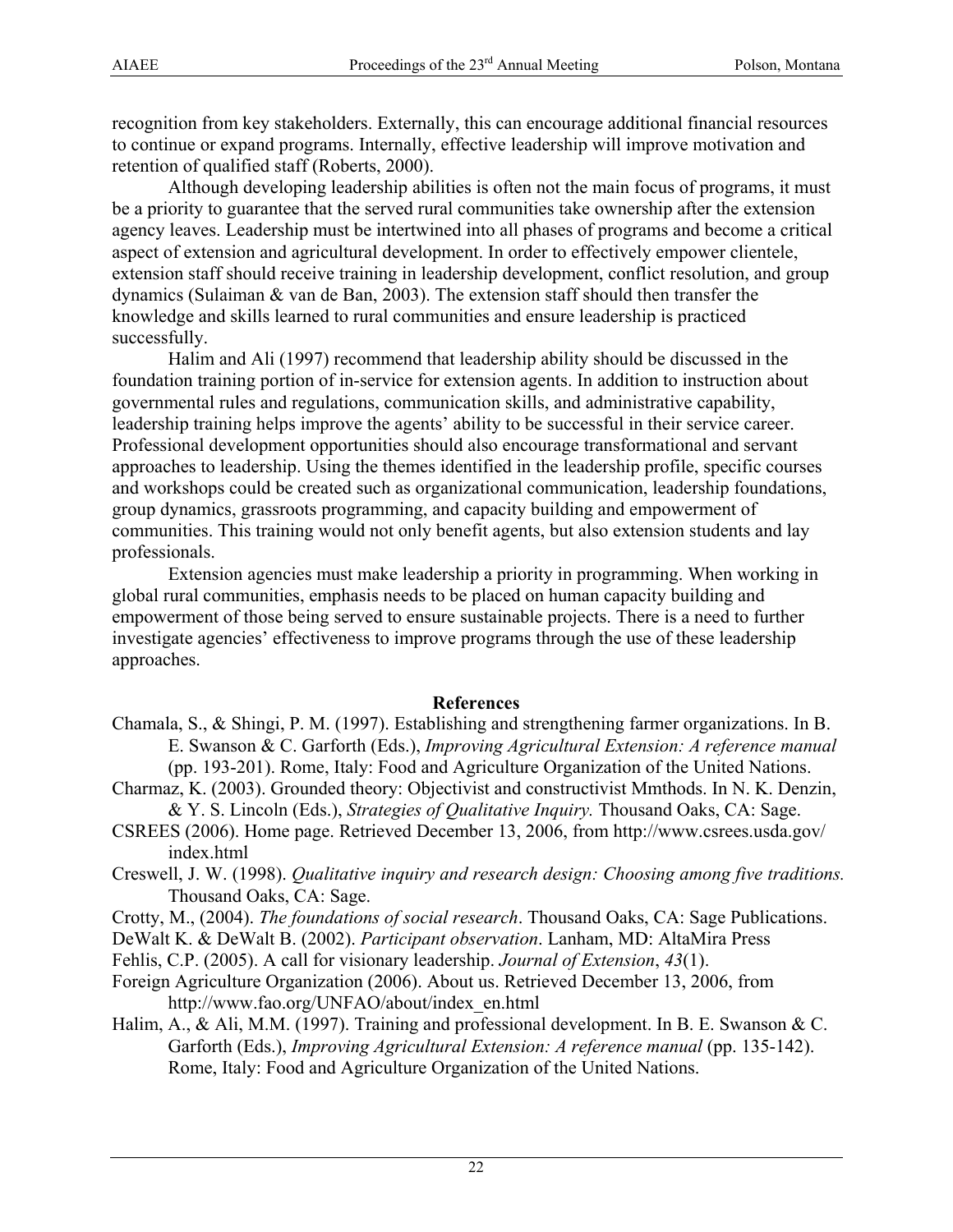recognition from key stakeholders. Externally, this can encourage additional financial resources to continue or expand programs. Internally, effective leadership will improve motivation and retention of qualified staff (Roberts, 2000).

Although developing leadership abilities is often not the main focus of programs, it must be a priority to guarantee that the served rural communities take ownership after the extension agency leaves. Leadership must be intertwined into all phases of programs and become a critical aspect of extension and agricultural development. In order to effectively empower clientele, extension staff should receive training in leadership development, conflict resolution, and group dynamics (Sulaiman & van de Ban, 2003). The extension staff should then transfer the knowledge and skills learned to rural communities and ensure leadership is practiced successfully.

Halim and Ali (1997) recommend that leadership ability should be discussed in the foundation training portion of in-service for extension agents. In addition to instruction about governmental rules and regulations, communication skills, and administrative capability, leadership training helps improve the agents' ability to be successful in their service career. Professional development opportunities should also encourage transformational and servant approaches to leadership. Using the themes identified in the leadership profile, specific courses and workshops could be created such as organizational communication, leadership foundations, group dynamics, grassroots programming, and capacity building and empowerment of communities. This training would not only benefit agents, but also extension students and lay professionals.

Extension agencies must make leadership a priority in programming. When working in global rural communities, emphasis needs to be placed on human capacity building and empowerment of those being served to ensure sustainable projects. There is a need to further investigate agencies' effectiveness to improve programs through the use of these leadership approaches.

## References

Chamala, S., & Shingi, P. M. (1997). Establishing and strengthening farmer organizations. In B. E. Swanson & C. Garforth (Eds.), *Improving Agricultural Extension: A reference manual* (pp. 193-201). Rome, Italy: Food and Agriculture Organization of the United Nations.

Charmaz, K. (2003). Grounded theory: Objectivist and constructivist Mmthods. In N. K. Denzin, & Y. S. Lincoln (Eds.), *Strategies of Qualitative Inquiry.* Thousand Oaks, CA: Sage.

CSREES (2006). Home page. Retrieved December 13, 2006, from http://www.csrees.usda.gov/index.html

Creswell, J. W. (1998). *Qualitative inquiry and research design: Choosing among five traditions.* Thousand Oaks, CA: Sage.

Crotty, M., (2004). *The foundations of social research*. Thousand Oaks, CA: Sage Publications.

DeWalt K. & DeWalt B. (2002). *Participant observation*. Lanham, MD: AltaMira Press

Fehlis, C.P. (2005). A call for visionary leadership. *Journal of Extension*, *43*(1).

Foreign Agriculture Organization (2006). About us. Retrieved December 13, 2006, from http://www.fao.org/UNFAO/about/index_en.html

Halim, A., & Ali, M.M. (1997). Training and professional development. In B. E. Swanson & C. Garforth (Eds.), *Improving Agricultural Extension: A reference manual* (pp. 135-142). Rome, Italy: Food and Agriculture Organization of the United Nations.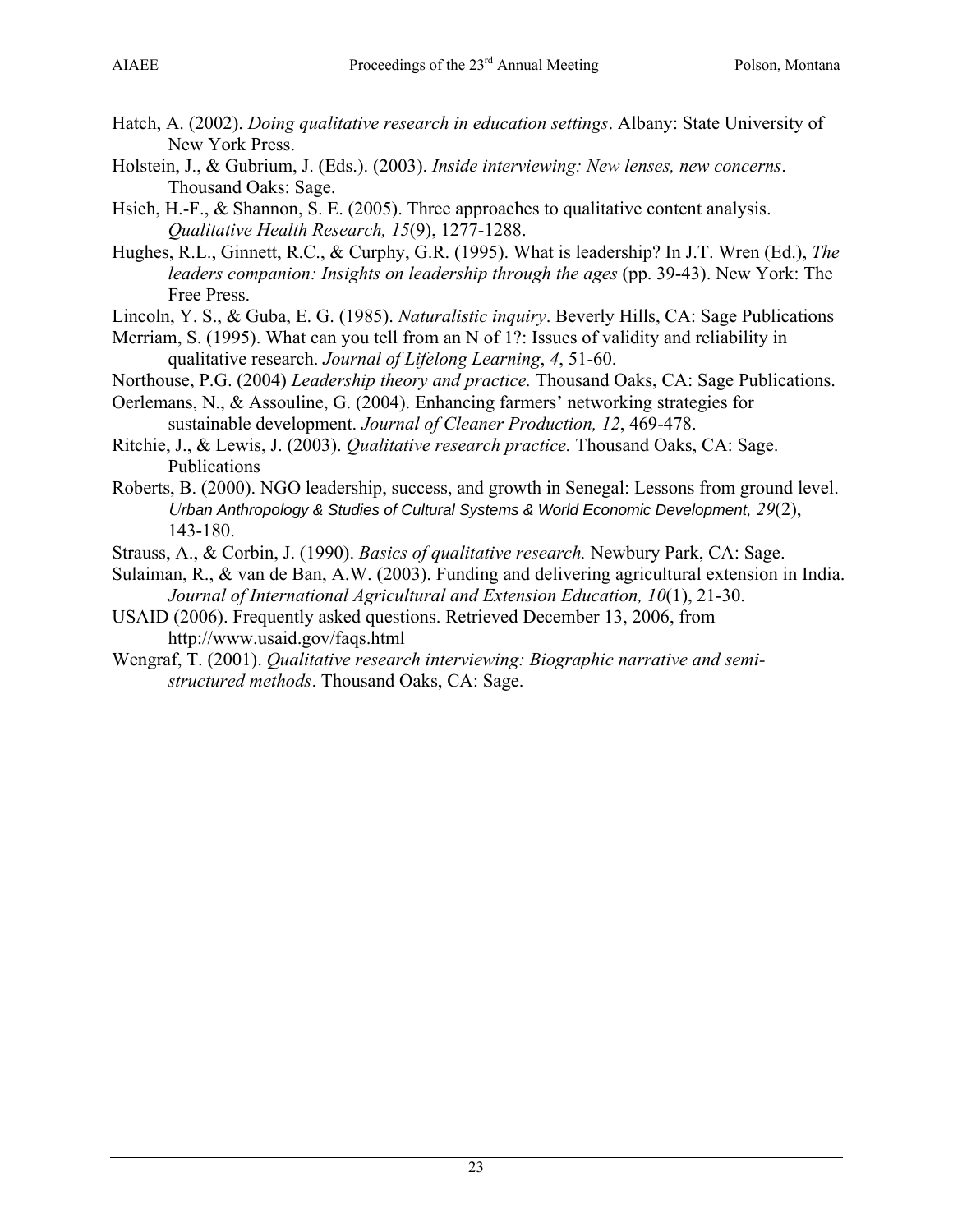Hatch, A. (2002). *Doing qualitative research in education settings*. Albany: State University of New York Press.

Holstein, J., & Gubrium, J. (Eds.). (2003). *Inside interviewing: New lenses, new concerns*. Thousand Oaks: Sage.

Hsieh, H.-F., & Shannon, S. E. (2005). Three approaches to qualitative content analysis. *Qualitative Health Research, 15*(9), 1277-1288.

Hughes, R.L., Ginnett, R.C., & Curphy, G.R. (1995). What is leadership? In J.T. Wren (Ed.), *The leaders companion: Insights on leadership through the ages* (pp. 39-43). New York: The Free Press.

Lincoln, Y. S., & Guba, E. G. (1985). *Naturalistic inquiry*. Beverly Hills, CA: Sage Publications

Merriam, S. (1995). What can you tell from an N of 1?: Issues of validity and reliability in qualitative research. *Journal of Lifelong Learning*, *4*, 51-60.

Northouse, P.G. (2004) *Leadership theory and practice.* Thousand Oaks, CA: Sage Publications.

Oerlemans, N., & Assouline, G. (2004). Enhancing farmers' networking strategies for sustainable development. *Journal of Cleaner Production, 12*, 469-478.

Ritchie, J., & Lewis, J. (2003). *Qualitative research practice.* Thousand Oaks, CA: Sage. Publications

Roberts, B. (2000). NGO leadership, success, and growth in Senegal: Lessons from ground level. *Urban Anthropology & Studies of Cultural Systems & World Economic Development, 29*(2), 143-180.

Strauss, A., & Corbin, J. (1990). *Basics of qualitative research.* Newbury Park, CA: Sage.

Sulaiman, R., & van de Ban, A.W. (2003). Funding and delivering agricultural extension in India. *Journal of International Agricultural and Extension Education, 10*(1), 21-30.

USAID (2006). Frequently asked questions. Retrieved December 13, 2006, from http://www.usaid.gov/faqs.html

Wengraf, T. (2001). *Qualitative research interviewing: Biographic narrative and semi-structured methods*. Thousand Oaks, CA: Sage.